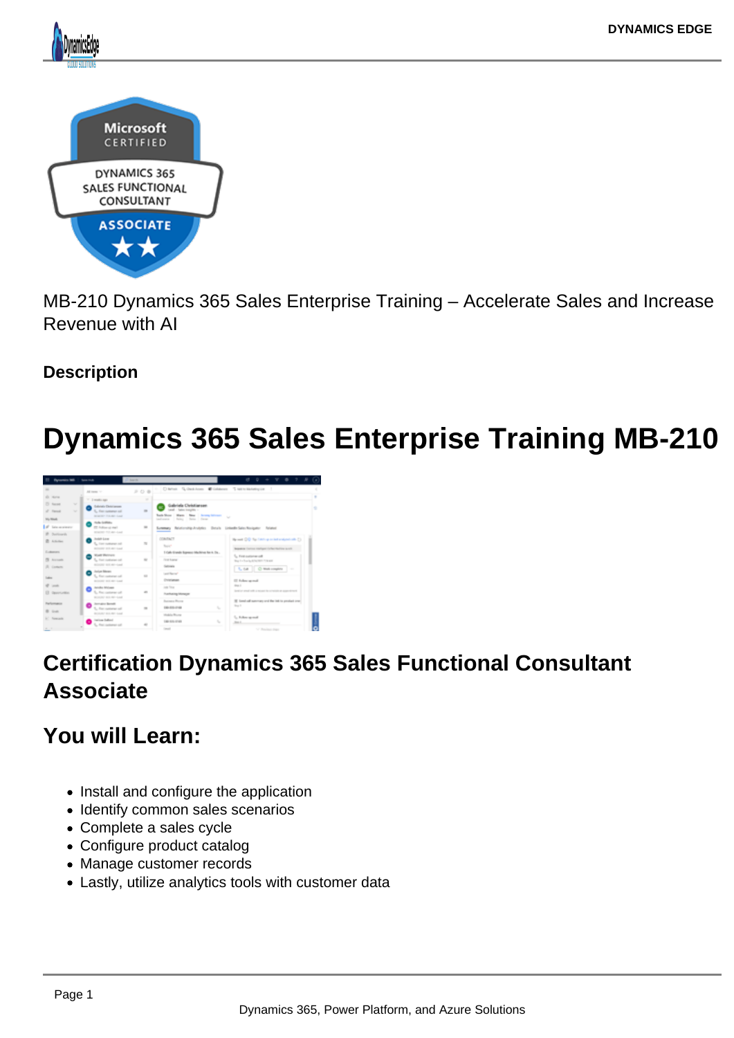MB-210 Dynamics 365 Sales Enterprise Training – Accelerate Sales and Increase Revenue with AI

**Description**

# Dynamics 365 Sales Enterprise Training MB-210

## Certification Dynamics 365 Sales Functional Consultant Associate

## You will Learn:

- Install and configure the application
- Identify common sales scenarios
- Complete a sales cycle
- Configure product catalog
- Manage customer records
- Lastly, utilize analytics tools with customer data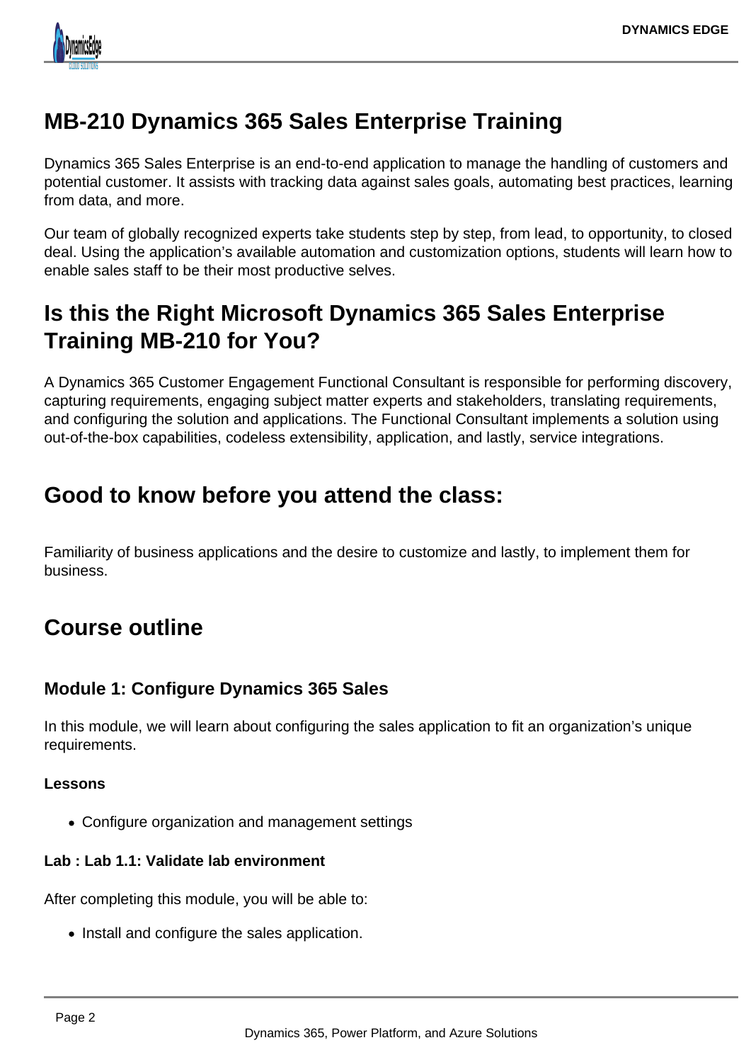# MB-210 Dynamics 365 Sales Enterprise Training

Dynamics 365 Sales Enterprise is an end-to-end application to manage the handling of customers and potential customer. It assists with tracking data against sales goals, automating best practices, learning from data, and more.

Our team of globally recognized experts take students step by step, from lead, to opportunity, to closed deal. Using the application's available automation and customization options, students will learn how to enable sales staff to be their most productive selves.

## Is this the Right Microsoft Dynamics 365 Sales Enterprise Training MB-210 for You?

A Dynamics 365 Customer Engagement Functional Consultant is responsible for performing discovery, capturing requirements, engaging subject matter experts and stakeholders, translating requirements, and configuring the solution and applications. The Functional Consultant implements a solution using out-of-the-box capabilities, codeless extensibility, application, and lastly, service integrations.

## Good to know before you attend the class:

Familiarity of business applications and the desire to customize and lastly, to implement them for business.

## Course outline

### Module 1: Configure Dynamics 365 Sales

In this module, we will learn about configuring the sales application to fit an organization's unique requirements.

**Lessons**

- Configure organization and management settings

**Lab : Lab 1.1: Validate lab environment**

After completing this module, you will be able to:

- Install and configure the sales application.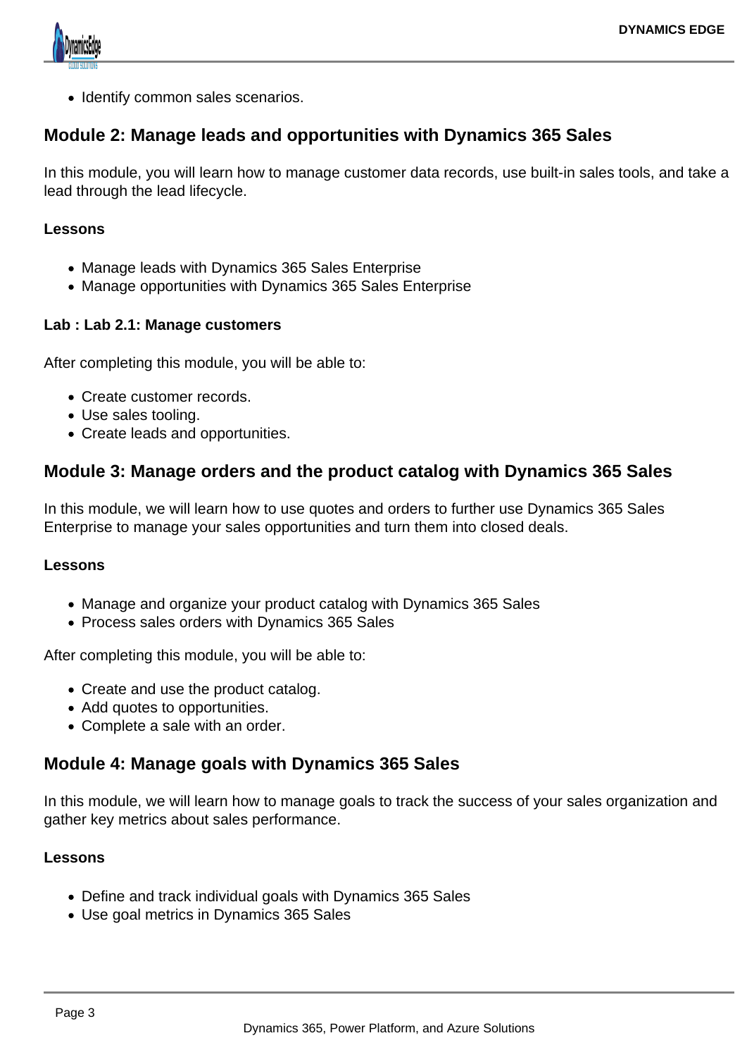- Identify common sales scenarios.

## Module 2: Manage leads and opportunities with Dynamics 365 Sales

In this module, you will learn how to manage customer data records, use built-in sales tools, and take a lead through the lead lifecycle.

**Lessons**

- Manage leads with Dynamics 365 Sales Enterprise
- Manage opportunities with Dynamics 365 Sales Enterprise

**Lab : Lab 2.1: Manage customers**

After completing this module, you will be able to:

- Create customer records.
- Use sales tooling.
- Create leads and opportunities.

## Module 3: Manage orders and the product catalog with Dynamics 365 Sales

In this module, we will learn how to use quotes and orders to further use Dynamics 365 Sales Enterprise to manage your sales opportunities and turn them into closed deals.

**Lessons**

- Manage and organize your product catalog with Dynamics 365 Sales
- Process sales orders with Dynamics 365 Sales

After completing this module, you will be able to:

- Create and use the product catalog.
- Add quotes to opportunities.
- Complete a sale with an order.

## Module 4: Manage goals with Dynamics 365 Sales

In this module, we will learn how to manage goals to track the success of your sales organization and gather key metrics about sales performance.

**Lessons**

- Define and track individual goals with Dynamics 365 Sales
- Use goal metrics in Dynamics 365 Sales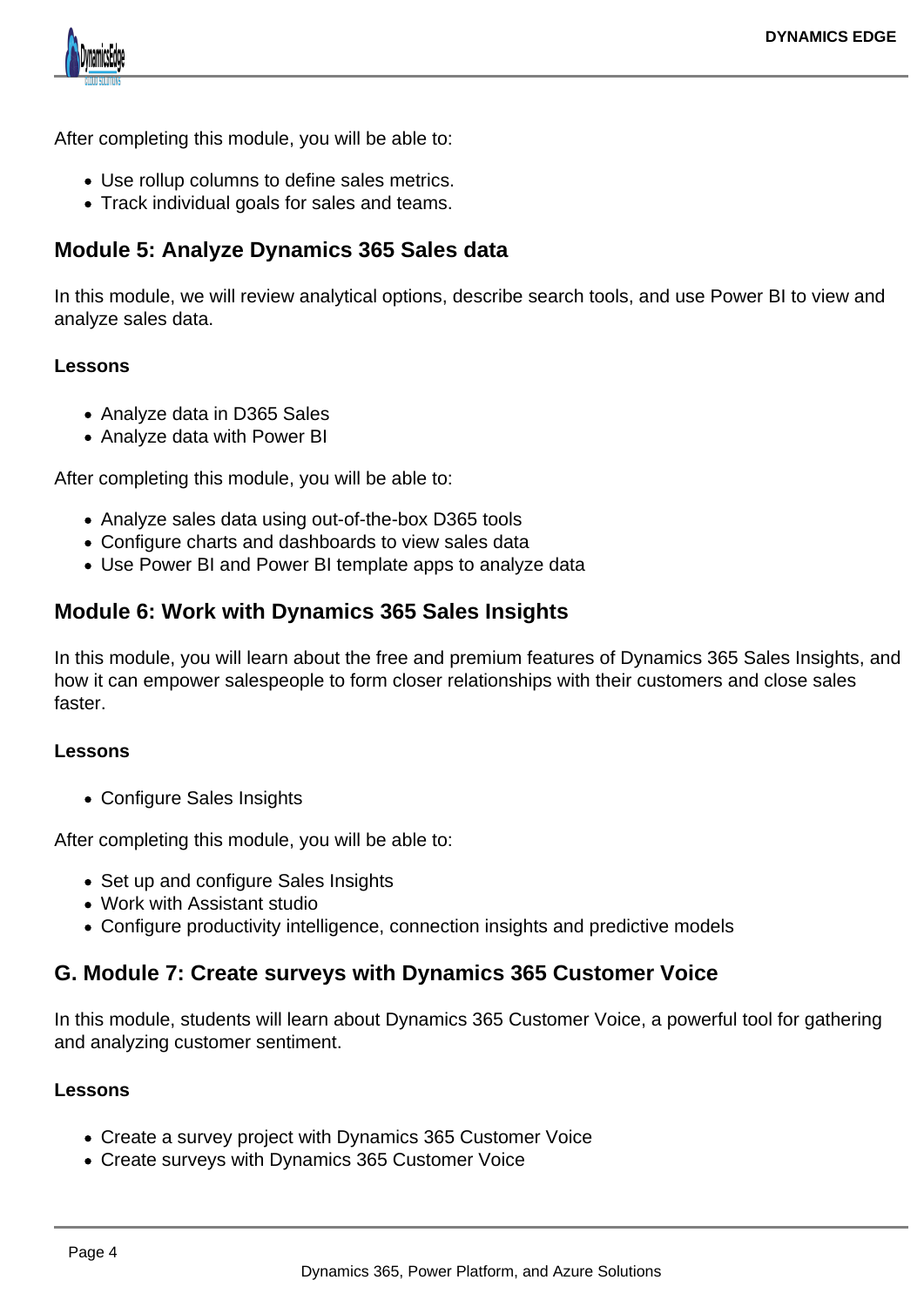After completing this module, you will be able to:

- Use rollup columns to define sales metrics.
- Track individual goals for sales and teams.

## Module 5: Analyze Dynamics 365 Sales data

In this module, we will review analytical options, describe search tools, and use Power BI to view and analyze sales data.

**Lessons**

- Analyze data in D365 Sales
- Analyze data with Power BI

After completing this module, you will be able to:

- Analyze sales data using out-of-the-box D365 tools
- Configure charts and dashboards to view sales data
- Use Power BI and Power BI template apps to analyze data

## Module 6: Work with Dynamics 365 Sales Insights

In this module, you will learn about the free and premium features of Dynamics 365 Sales Insights, and how it can empower salespeople to form closer relationships with their customers and close sales faster.

**Lessons**

- Configure Sales Insights

After completing this module, you will be able to:

- Set up and configure Sales Insights
- Work with Assistant studio
- Configure productivity intelligence, connection insights and predictive models

## G. Module 7: Create surveys with Dynamics 365 Customer Voice

In this module, students will learn about Dynamics 365 Customer Voice, a powerful tool for gathering and analyzing customer sentiment.

**Lessons**

- Create a survey project with Dynamics 365 Customer Voice
- Create surveys with Dynamics 365 Customer Voice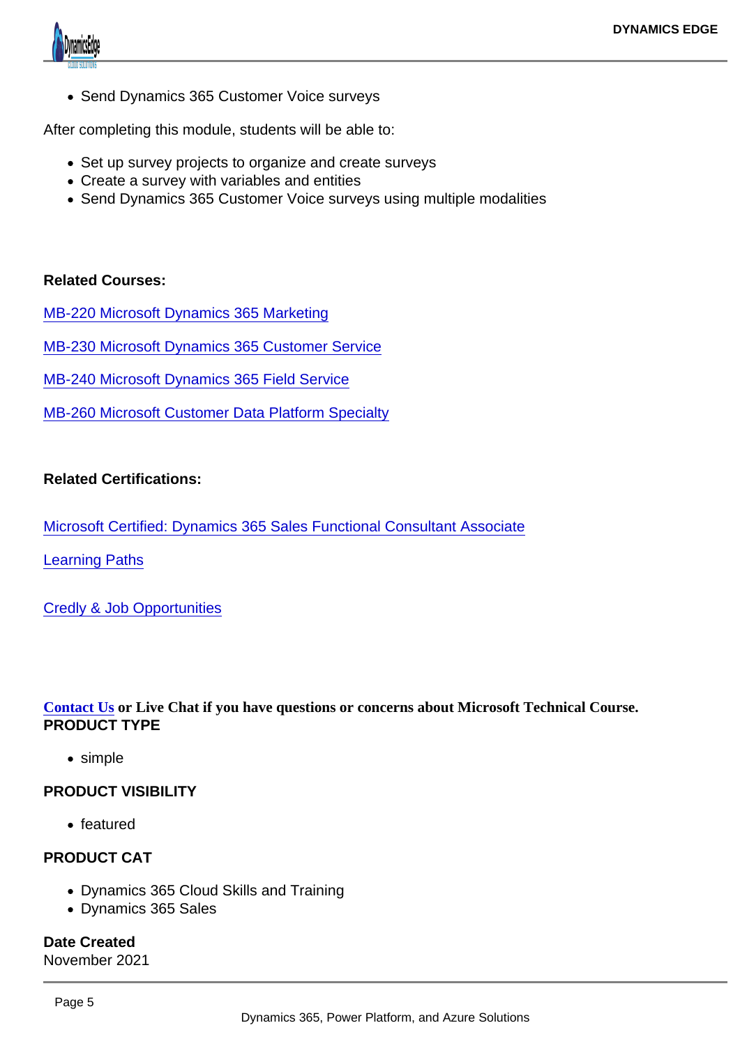- Send Dynamics 365 Customer Voice surveys

After completing this module, students will be able to:

- Set up survey projects to organize and create surveys
- Create a survey with variables and entities
- Send Dynamics 365 Customer Voice surveys using multiple modalities

**Related Courses:**

MB-220 Microsoft Dynamics 365 Marketing

MB-230 Microsoft Dynamics 365 Customer Service

MB-240 Microsoft Dynamics 365 Field Service

MB-260 Microsoft Customer Data Platform Specialty

**Related Certifications:**

Microsoft Certified: Dynamics 365 Sales Functional Consultant Associate

Learning Paths

Credly & Job Opportunities

**Contact Us or Live Chat if you have questions or concerns about Microsoft Technical Course.**

**PRODUCT TYPE**

- simple

**PRODUCT VISIBILITY**

- featured

**PRODUCT CAT**

- Dynamics 365 Cloud Skills and Training
- Dynamics 365 Sales

**Date Created**
November 2021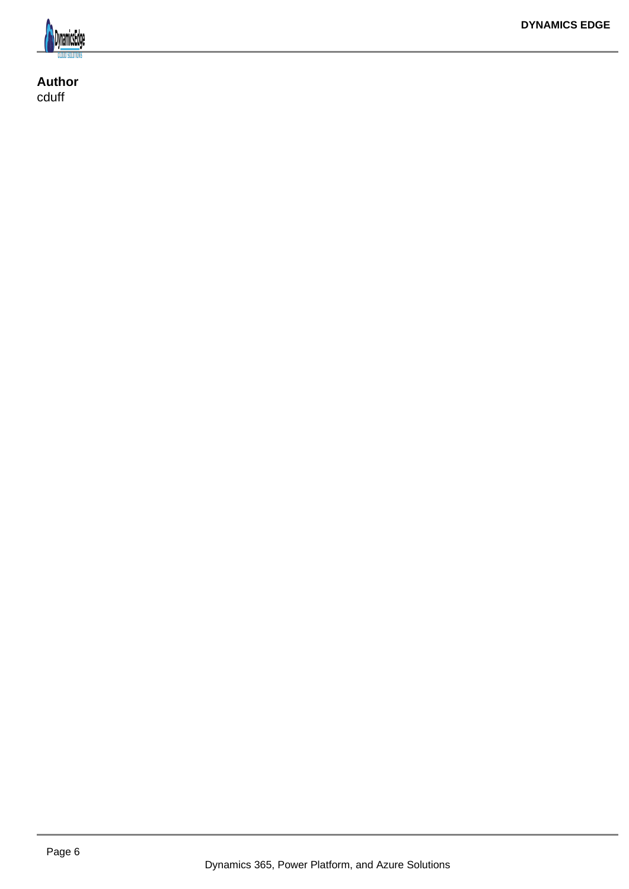**Author**
cduff